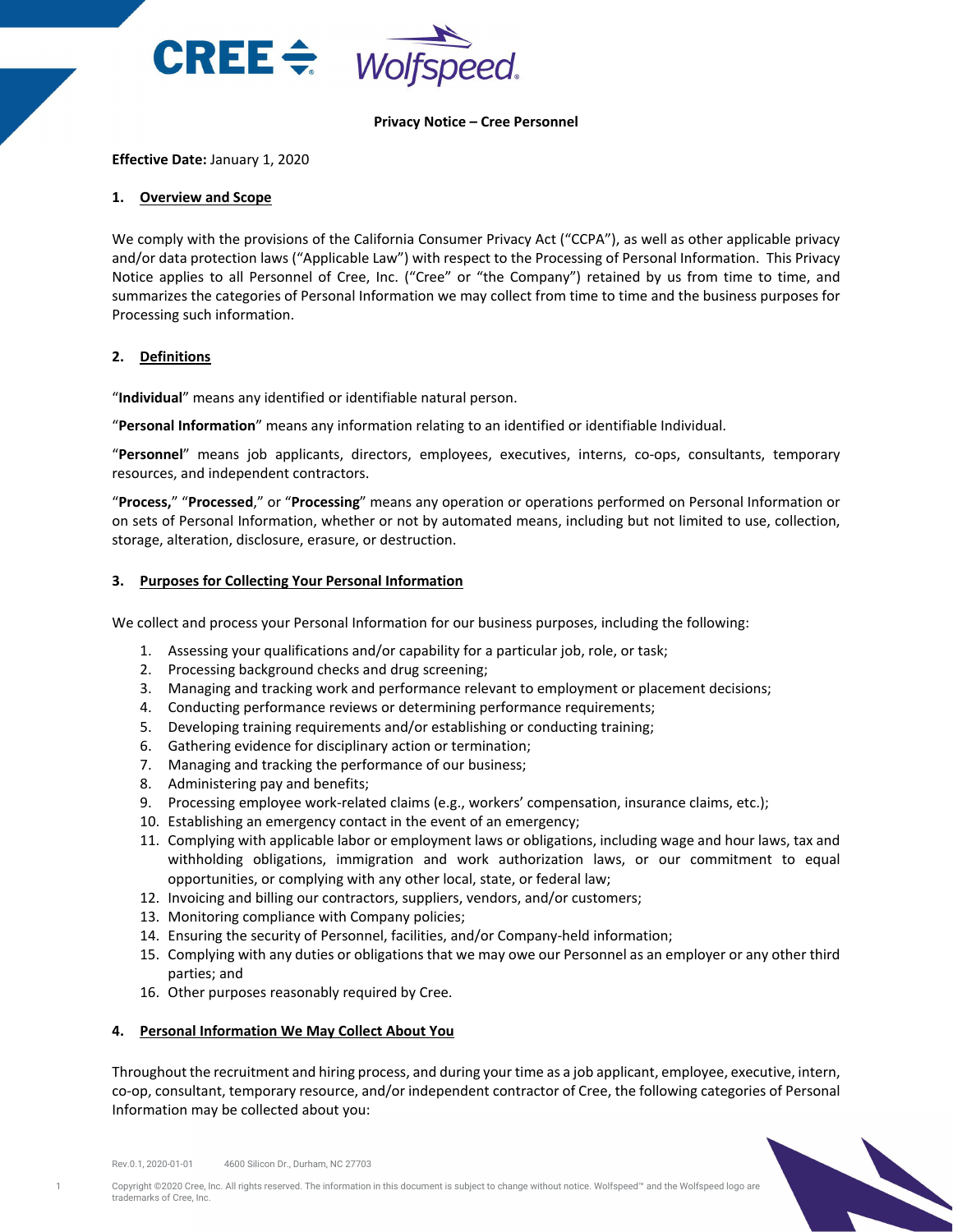**Privacy Notice – Cree Personnel**

**Effective Date:** January 1, 2020

## 1. Overview and Scope

We comply with the provisions of the California Consumer Privacy Act ("CCPA"), as well as other applicable privacy and/or data protection laws ("Applicable Law") with respect to the Processing of Personal Information. This Privacy Notice applies to all Personnel of Cree, Inc. ("Cree" or "the Company") retained by us from time to time, and summarizes the categories of Personal Information we may collect from time to time and the business purposes for Processing such information.

## 2. Definitions

"**Individual**" means any identified or identifiable natural person.

"**Personal Information**" means any information relating to an identified or identifiable Individual.

"**Personnel**" means job applicants, directors, employees, executives, interns, co-ops, consultants, temporary resources, and independent contractors.

"**Process,**" "**Processed**," or "**Processing**" means any operation or operations performed on Personal Information or on sets of Personal Information, whether or not by automated means, including but not limited to use, collection, storage, alteration, disclosure, erasure, or destruction.

## 3. Purposes for Collecting Your Personal Information

We collect and process your Personal Information for our business purposes, including the following:

1. Assessing your qualifications and/or capability for a particular job, role, or task;
2. Processing background checks and drug screening;
3. Managing and tracking work and performance relevant to employment or placement decisions;
4. Conducting performance reviews or determining performance requirements;
5. Developing training requirements and/or establishing or conducting training;
6. Gathering evidence for disciplinary action or termination;
7. Managing and tracking the performance of our business;
8. Administering pay and benefits;
9. Processing employee work-related claims (e.g., workers' compensation, insurance claims, etc.);
10. Establishing an emergency contact in the event of an emergency;
11. Complying with applicable labor or employment laws or obligations, including wage and hour laws, tax and withholding obligations, immigration and work authorization laws, or our commitment to equal opportunities, or complying with any other local, state, or federal law;
12. Invoicing and billing our contractors, suppliers, vendors, and/or customers;
13. Monitoring compliance with Company policies;
14. Ensuring the security of Personnel, facilities, and/or Company-held information;
15. Complying with any duties or obligations that we may owe our Personnel as an employer or any other third parties; and
16. Other purposes reasonably required by Cree.

## 4. Personal Information We May Collect About You

Throughout the recruitment and hiring process, and during your time as a job applicant, employee, executive, intern, co-op, consultant, temporary resource, and/or independent contractor of Cree, the following categories of Personal Information may be collected about you: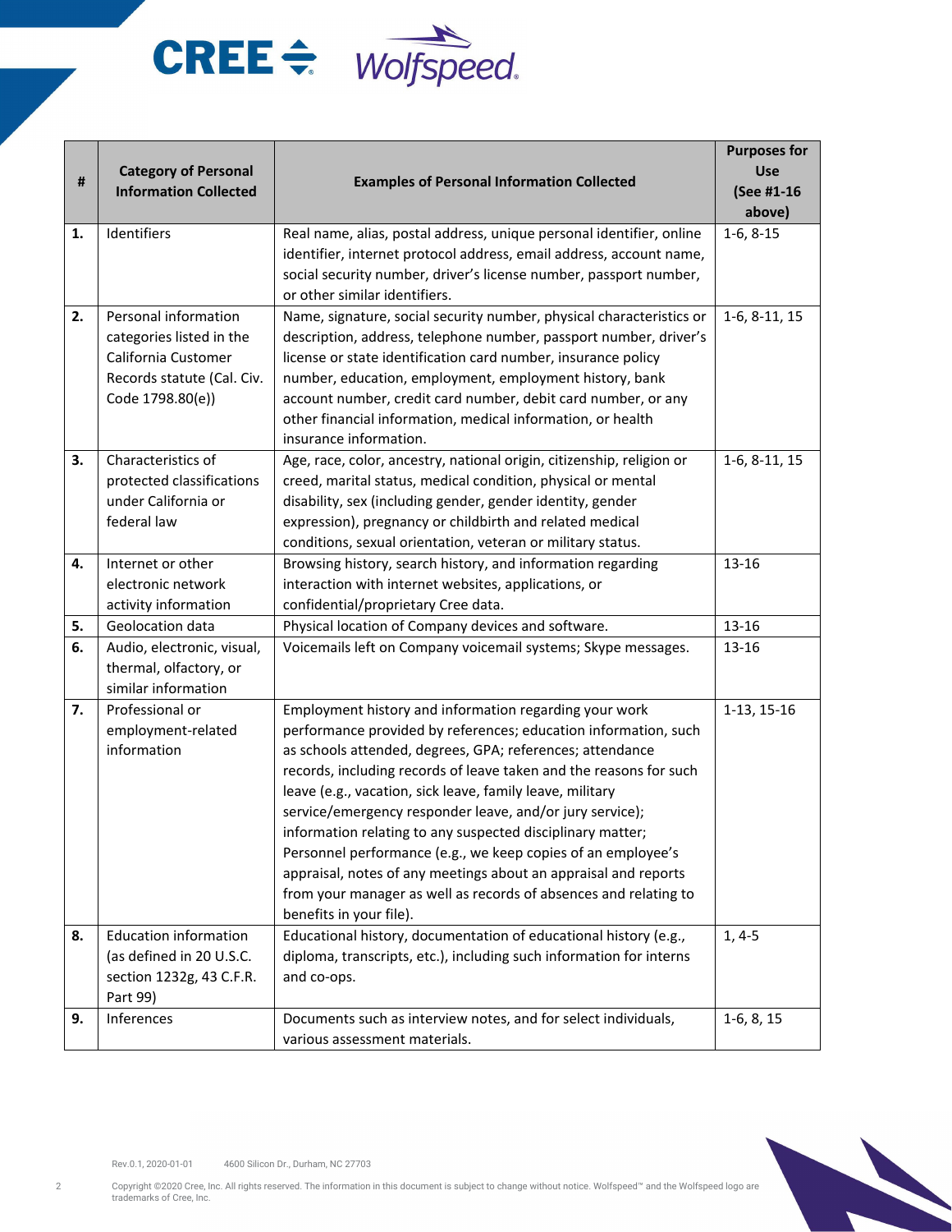| # | Category of Personal Information Collected | Examples of Personal Information Collected | Purposes for Use (See #1-16 above) |
|---|---|---|---|
| **1.** | Identifiers | Real name, alias, postal address, unique personal identifier, online identifier, internet protocol address, email address, account name, social security number, driver's license number, passport number, or other similar identifiers. | 1-6, 8-15 |
| **2.** | Personal information categories listed in the California Customer Records statute (Cal. Civ. Code 1798.80(e)) | Name, signature, social security number, physical characteristics or description, address, telephone number, passport number, driver's license or state identification card number, insurance policy number, education, employment, employment history, bank account number, credit card number, debit card number, or any other financial information, medical information, or health insurance information. | 1-6, 8-11, 15 |
| **3.** | Characteristics of protected classifications under California or federal law | Age, race, color, ancestry, national origin, citizenship, religion or creed, marital status, medical condition, physical or mental disability, sex (including gender, gender identity, gender expression), pregnancy or childbirth and related medical conditions, sexual orientation, veteran or military status. | 1-6, 8-11, 15 |
| **4.** | Internet or other electronic network activity information | Browsing history, search history, and information regarding interaction with internet websites, applications, or confidential/proprietary Cree data. | 13-16 |
| **5.** | Geolocation data | Physical location of Company devices and software. | 13-16 |
| **6.** | Audio, electronic, visual, thermal, olfactory, or similar information | Voicemails left on Company voicemail systems; Skype messages. | 13-16 |
| **7.** | Professional or employment-related information | Employment history and information regarding your work performance provided by references; education information, such as schools attended, degrees, GPA; references; attendance records, including records of leave taken and the reasons for such leave (e.g., vacation, sick leave, family leave, military service/emergency responder leave, and/or jury service); information relating to any suspected disciplinary matter; Personnel performance (e.g., we keep copies of an employee's appraisal, notes of any meetings about an appraisal and reports from your manager as well as records of absences and relating to benefits in your file). | 1-13, 15-16 |
| **8.** | Education information (as defined in 20 U.S.C. section 1232g, 43 C.F.R. Part 99) | Educational history, documentation of educational history (e.g., diploma, transcripts, etc.), including such information for interns and co-ops. | 1, 4-5 |
| **9.** | Inferences | Documents such as interview notes, and for select individuals, various assessment materials. | 1-6, 8, 15 |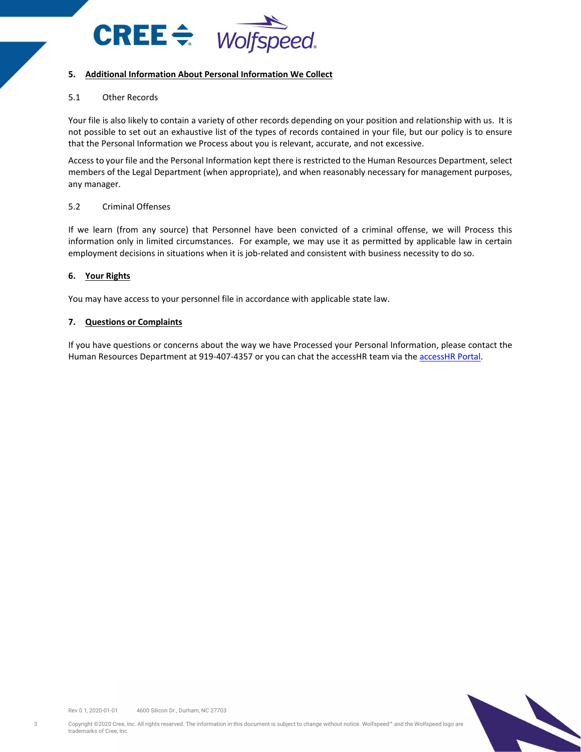## 5. Additional Information About Personal Information We Collect

### 5.1 Other Records

Your file is also likely to contain a variety of other records depending on your position and relationship with us. It is not possible to set out an exhaustive list of the types of records contained in your file, but our policy is to ensure that the Personal Information we Process about you is relevant, accurate, and not excessive.

Access to your file and the Personal Information kept there is restricted to the Human Resources Department, select members of the Legal Department (when appropriate), and when reasonably necessary for management purposes, any manager.

### 5.2 Criminal Offenses

If we learn (from any source) that Personnel have been convicted of a criminal offense, we will Process this information only in limited circumstances. For example, we may use it as permitted by applicable law in certain employment decisions in situations when it is job-related and consistent with business necessity to do so.

## 6. Your Rights

You may have access to your personnel file in accordance with applicable state law.

## 7. Questions or Complaints

If you have questions or concerns about the way we have Processed your Personal Information, please contact the Human Resources Department at 919-407-4357 or you can chat the accessHR team via the accessHR Portal.